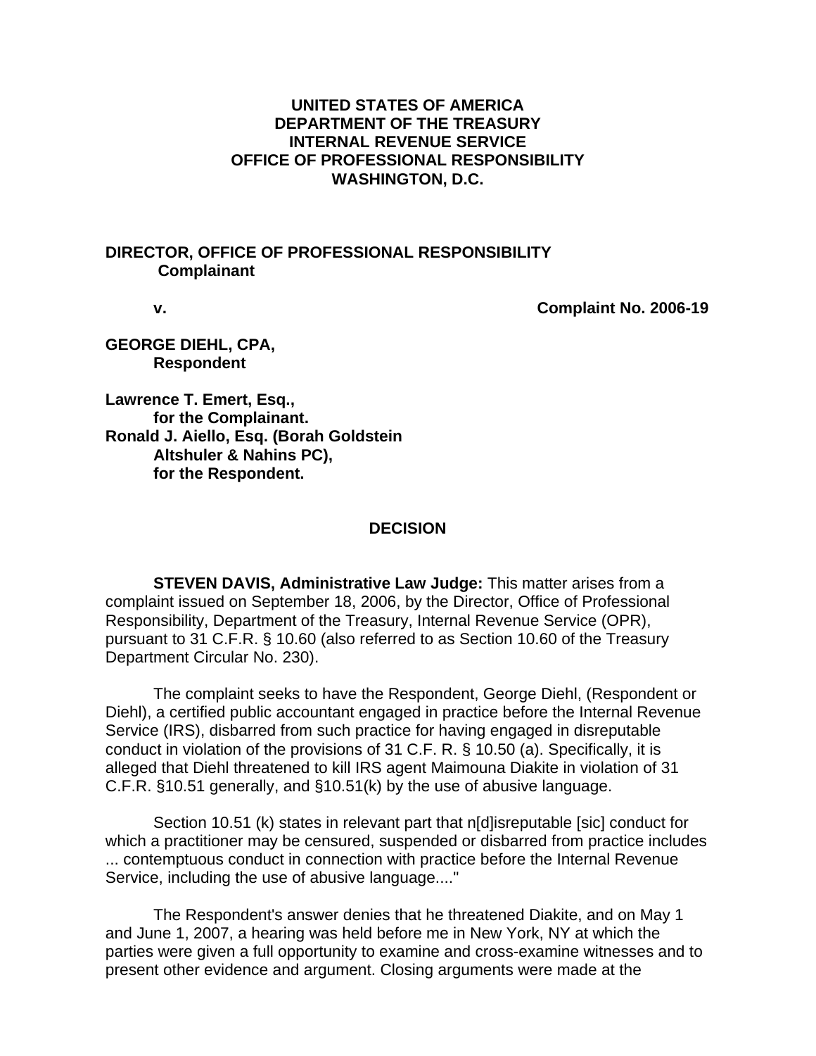**UNITED STATES OF AMERICA**
**DEPARTMENT OF THE TREASURY**
**INTERNAL REVENUE SERVICE**
**OFFICE OF PROFESSIONAL RESPONSIBILITY**
**WASHINGTON, D.C.**

**DIRECTOR, OFFICE OF PROFESSIONAL RESPONSIBILITY**
**Complainant**

**v.** **Complaint No. 2006-19**

**GEORGE DIEHL, CPA,**
**Respondent**

**Lawrence T. Emert, Esq.,**
**for the Complainant.**
**Ronald J. Aiello, Esq. (Borah Goldstein Altshuler & Nahins PC),**
**for the Respondent.**

## DECISION

**STEVEN DAVIS, Administrative Law Judge:** This matter arises from a complaint issued on September 18, 2006, by the Director, Office of Professional Responsibility, Department of the Treasury, Internal Revenue Service (OPR), pursuant to 31 C.F.R. § 10.60 (also referred to as Section 10.60 of the Treasury Department Circular No. 230).

The complaint seeks to have the Respondent, George Diehl, (Respondent or Diehl), a certified public accountant engaged in practice before the Internal Revenue Service (IRS), disbarred from such practice for having engaged in disreputable conduct in violation of the provisions of 31 C.F. R. § 10.50 (a). Specifically, it is alleged that Diehl threatened to kill IRS agent Maimouna Diakite in violation of 31 C.F.R. §10.51 generally, and §10.51(k) by the use of abusive language.

Section 10.51 (k) states in relevant part that n[d]isreputable [sic] conduct for which a practitioner may be censured, suspended or disbarred from practice includes ... contemptuous conduct in connection with practice before the Internal Revenue Service, including the use of abusive language...."

The Respondent's answer denies that he threatened Diakite, and on May 1 and June 1, 2007, a hearing was held before me in New York, NY at which the parties were given a full opportunity to examine and cross-examine witnesses and to present other evidence and argument. Closing arguments were made at the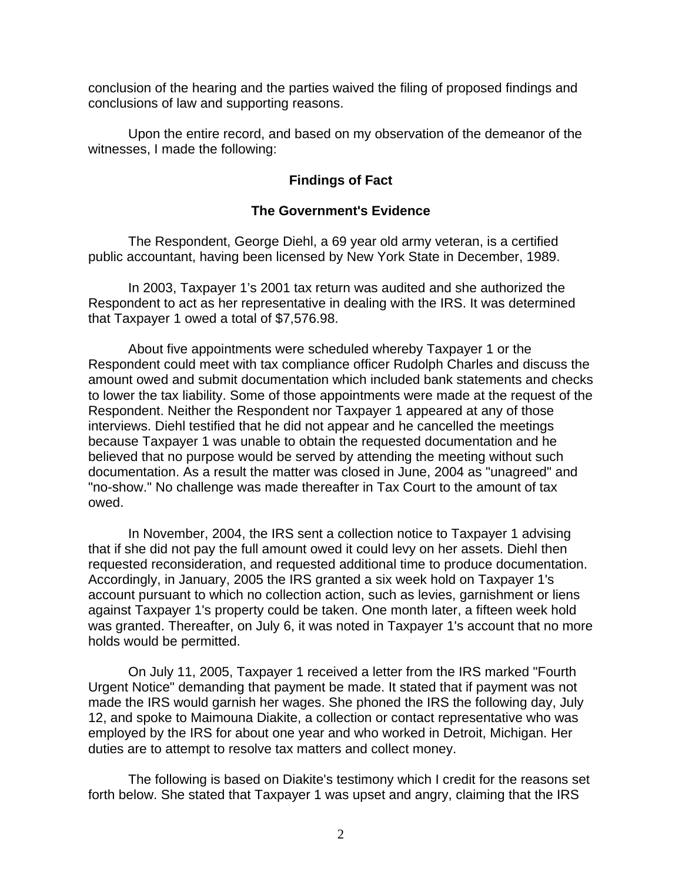conclusion of the hearing and the parties waived the filing of proposed findings and conclusions of law and supporting reasons.

Upon the entire record, and based on my observation of the demeanor of the witnesses, I made the following:

### Findings of Fact

### The Government's Evidence

The Respondent, George Diehl, a 69 year old army veteran, is a certified public accountant, having been licensed by New York State in December, 1989.

In 2003, Taxpayer 1's 2001 tax return was audited and she authorized the Respondent to act as her representative in dealing with the IRS. It was determined that Taxpayer 1 owed a total of $7,576.98.

About five appointments were scheduled whereby Taxpayer 1 or the Respondent could meet with tax compliance officer Rudolph Charles and discuss the amount owed and submit documentation which included bank statements and checks to lower the tax liability. Some of those appointments were made at the request of the Respondent. Neither the Respondent nor Taxpayer 1 appeared at any of those interviews. Diehl testified that he did not appear and he cancelled the meetings because Taxpayer 1 was unable to obtain the requested documentation and he believed that no purpose would be served by attending the meeting without such documentation. As a result the matter was closed in June, 2004 as "unagreed" and "no-show." No challenge was made thereafter in Tax Court to the amount of tax owed.

In November, 2004, the IRS sent a collection notice to Taxpayer 1 advising that if she did not pay the full amount owed it could levy on her assets. Diehl then requested reconsideration, and requested additional time to produce documentation. Accordingly, in January, 2005 the IRS granted a six week hold on Taxpayer 1's account pursuant to which no collection action, such as levies, garnishment or liens against Taxpayer 1's property could be taken. One month later, a fifteen week hold was granted. Thereafter, on July 6, it was noted in Taxpayer 1's account that no more holds would be permitted.

On July 11, 2005, Taxpayer 1 received a letter from the IRS marked "Fourth Urgent Notice" demanding that payment be made. It stated that if payment was not made the IRS would garnish her wages. She phoned the IRS the following day, July 12, and spoke to Maimouna Diakite, a collection or contact representative who was employed by the IRS for about one year and who worked in Detroit, Michigan. Her duties are to attempt to resolve tax matters and collect money.

The following is based on Diakite's testimony which I credit for the reasons set forth below. She stated that Taxpayer 1 was upset and angry, claiming that the IRS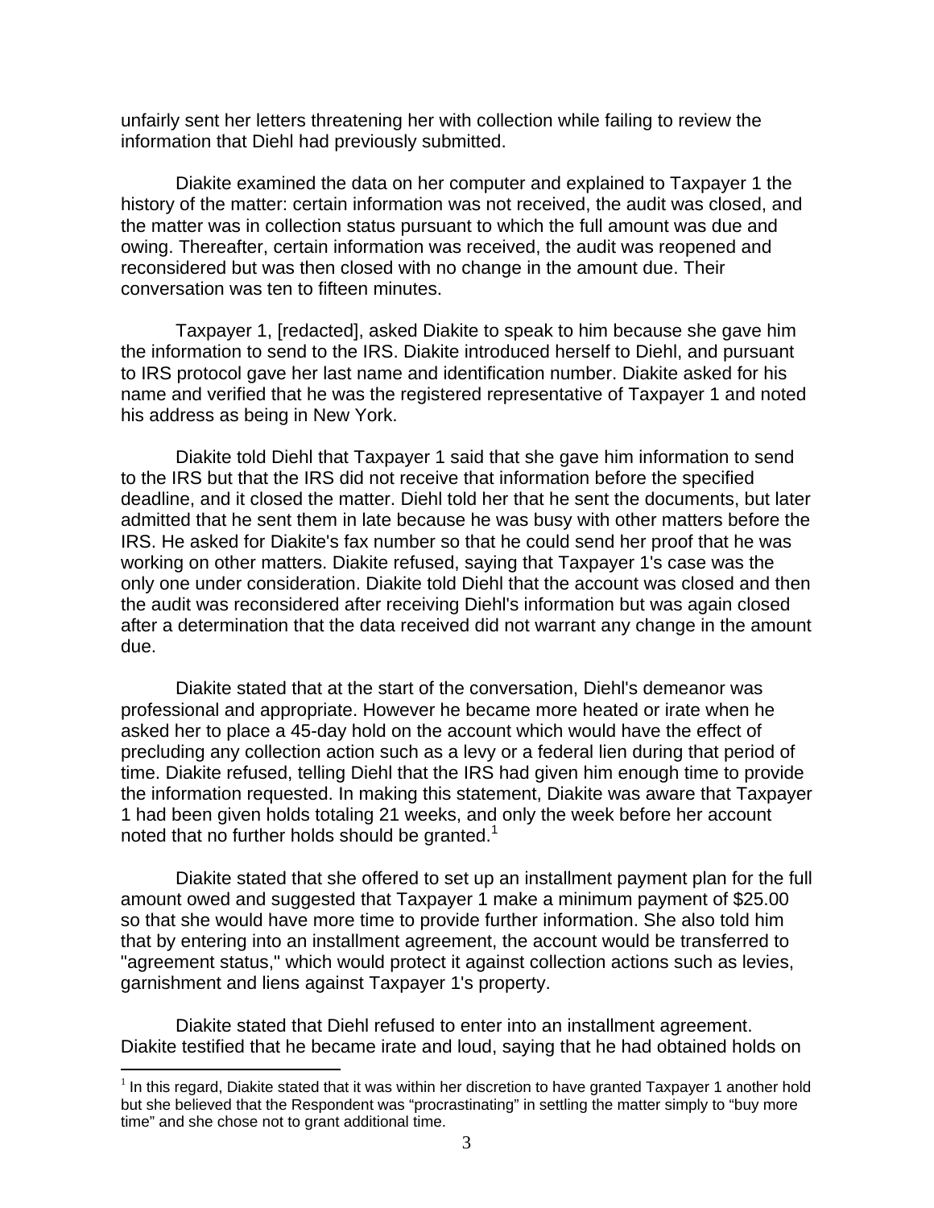unfairly sent her letters threatening her with collection while failing to review the information that Diehl had previously submitted.

Diakite examined the data on her computer and explained to Taxpayer 1 the history of the matter: certain information was not received, the audit was closed, and the matter was in collection status pursuant to which the full amount was due and owing. Thereafter, certain information was received, the audit was reopened and reconsidered but was then closed with no change in the amount due. Their conversation was ten to fifteen minutes.

Taxpayer 1, [redacted], asked Diakite to speak to him because she gave him the information to send to the IRS. Diakite introduced herself to Diehl, and pursuant to IRS protocol gave her last name and identification number. Diakite asked for his name and verified that he was the registered representative of Taxpayer 1 and noted his address as being in New York.

Diakite told Diehl that Taxpayer 1 said that she gave him information to send to the IRS but that the IRS did not receive that information before the specified deadline, and it closed the matter. Diehl told her that he sent the documents, but later admitted that he sent them in late because he was busy with other matters before the IRS. He asked for Diakite's fax number so that he could send her proof that he was working on other matters. Diakite refused, saying that Taxpayer 1's case was the only one under consideration. Diakite told Diehl that the account was closed and then the audit was reconsidered after receiving Diehl's information but was again closed after a determination that the data received did not warrant any change in the amount due.

Diakite stated that at the start of the conversation, Diehl's demeanor was professional and appropriate. However he became more heated or irate when he asked her to place a 45-day hold on the account which would have the effect of precluding any collection action such as a levy or a federal lien during that period of time. Diakite refused, telling Diehl that the IRS had given him enough time to provide the information requested. In making this statement, Diakite was aware that Taxpayer 1 had been given holds totaling 21 weeks, and only the week before her account noted that no further holds should be granted.[1]

Diakite stated that she offered to set up an installment payment plan for the full amount owed and suggested that Taxpayer 1 make a minimum payment of $25.00 so that she would have more time to provide further information. She also told him that by entering into an installment agreement, the account would be transferred to "agreement status," which would protect it against collection actions such as levies, garnishment and liens against Taxpayer 1's property.

Diakite stated that Diehl refused to enter into an installment agreement. Diakite testified that he became irate and loud, saying that he had obtained holds on

[1] In this regard, Diakite stated that it was within her discretion to have granted Taxpayer 1 another hold but she believed that the Respondent was "procrastinating" in settling the matter simply to "buy more time" and she chose not to grant additional time.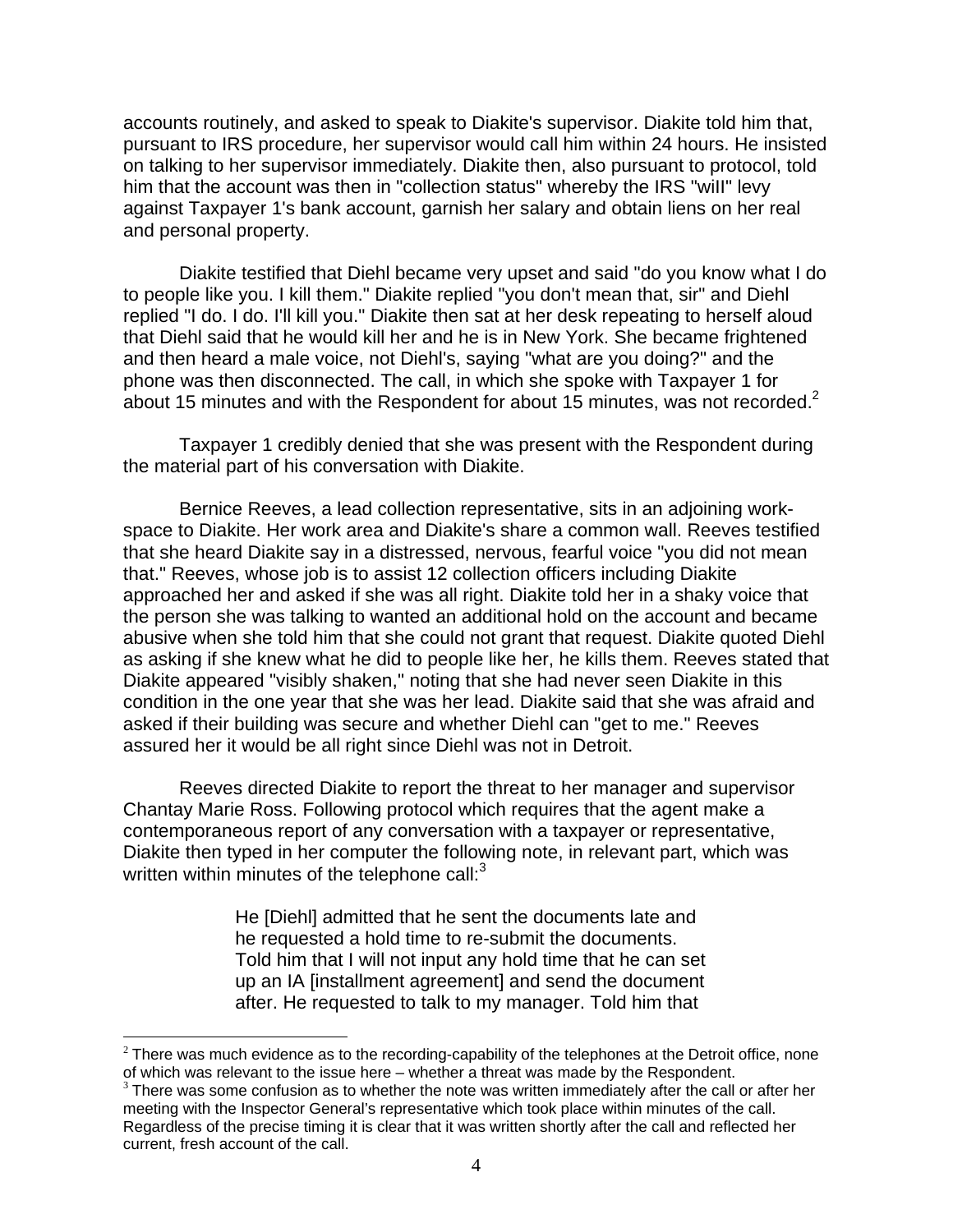accounts routinely, and asked to speak to Diakite's supervisor. Diakite told him that, pursuant to IRS procedure, her supervisor would call him within 24 hours. He insisted on talking to her supervisor immediately. Diakite then, also pursuant to protocol, told him that the account was then in "collection status" whereby the IRS "wiII" levy against Taxpayer 1's bank account, garnish her salary and obtain liens on her real and personal property.

Diakite testified that Diehl became very upset and said "do you know what I do to people like you. I kill them." Diakite replied "you don't mean that, sir" and Diehl replied "I do. I do. I'll kill you." Diakite then sat at her desk repeating to herself aloud that Diehl said that he would kill her and he is in New York. She became frightened and then heard a male voice, not Diehl's, saying "what are you doing?" and the phone was then disconnected. The call, in which she spoke with Taxpayer 1 for about 15 minutes and with the Respondent for about 15 minutes, was not recorded.[2]

Taxpayer 1 credibly denied that she was present with the Respondent during the material part of his conversation with Diakite.

Bernice Reeves, a lead collection representative, sits in an adjoining work-space to Diakite. Her work area and Diakite's share a common wall. Reeves testified that she heard Diakite say in a distressed, nervous, fearful voice "you did not mean that." Reeves, whose job is to assist 12 collection officers including Diakite approached her and asked if she was all right. Diakite told her in a shaky voice that the person she was talking to wanted an additional hold on the account and became abusive when she told him that she could not grant that request. Diakite quoted Diehl as asking if she knew what he did to people like her, he kills them. Reeves stated that Diakite appeared "visibly shaken," noting that she had never seen Diakite in this condition in the one year that she was her lead. Diakite said that she was afraid and asked if their building was secure and whether Diehl can "get to me." Reeves assured her it would be all right since Diehl was not in Detroit.

Reeves directed Diakite to report the threat to her manager and supervisor Chantay Marie Ross. Following protocol which requires that the agent make a contemporaneous report of any conversation with a taxpayer or representative, Diakite then typed in her computer the following note, in relevant part, which was written within minutes of the telephone call:[3]

> He [Diehl] admitted that he sent the documents late and he requested a hold time to re-submit the documents. Told him that I will not input any hold time that he can set up an IA [installment agreement] and send the document after. He requested to talk to my manager. Told him that

---

[2] There was much evidence as to the recording-capability of the telephones at the Detroit office, none of which was relevant to the issue here – whether a threat was made by the Respondent.

[3] There was some confusion as to whether the note was written immediately after the call or after her meeting with the Inspector General's representative which took place within minutes of the call. Regardless of the precise timing it is clear that it was written shortly after the call and reflected her current, fresh account of the call.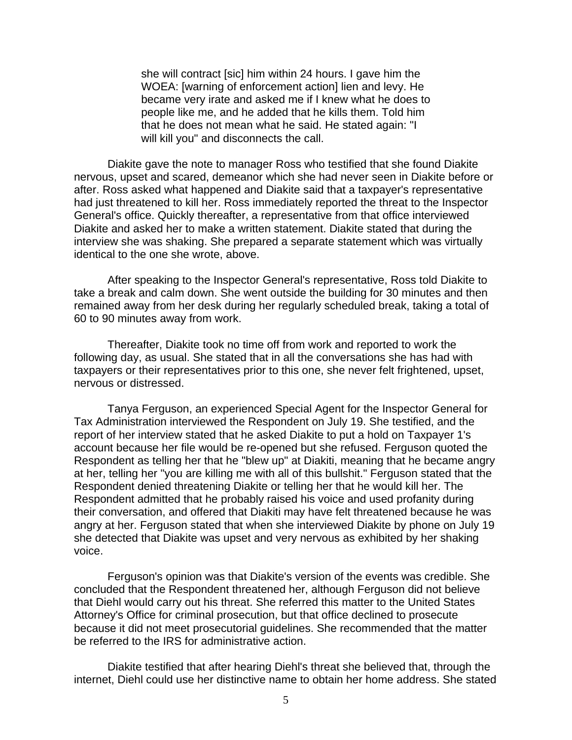> she will contract [sic] him within 24 hours. I gave him the WOEA: [warning of enforcement action] lien and levy. He became very irate and asked me if I knew what he does to people like me, and he added that he kills them. Told him that he does not mean what he said. He stated again: "I will kill you" and disconnects the call.

Diakite gave the note to manager Ross who testified that she found Diakite nervous, upset and scared, demeanor which she had never seen in Diakite before or after. Ross asked what happened and Diakite said that a taxpayer's representative had just threatened to kill her. Ross immediately reported the threat to the Inspector General's office. Quickly thereafter, a representative from that office interviewed Diakite and asked her to make a written statement. Diakite stated that during the interview she was shaking. She prepared a separate statement which was virtually identical to the one she wrote, above.

After speaking to the Inspector General's representative, Ross told Diakite to take a break and calm down. She went outside the building for 30 minutes and then remained away from her desk during her regularly scheduled break, taking a total of 60 to 90 minutes away from work.

Thereafter, Diakite took no time off from work and reported to work the following day, as usual. She stated that in all the conversations she has had with taxpayers or their representatives prior to this one, she never felt frightened, upset, nervous or distressed.

Tanya Ferguson, an experienced Special Agent for the Inspector General for Tax Administration interviewed the Respondent on July 19. She testified, and the report of her interview stated that he asked Diakite to put a hold on Taxpayer 1's account because her file would be re-opened but she refused. Ferguson quoted the Respondent as telling her that he "blew up" at Diakiti, meaning that he became angry at her, telling her "you are killing me with all of this bullshit." Ferguson stated that the Respondent denied threatening Diakite or telling her that he would kill her. The Respondent admitted that he probably raised his voice and used profanity during their conversation, and offered that Diakiti may have felt threatened because he was angry at her. Ferguson stated that when she interviewed Diakite by phone on July 19 she detected that Diakite was upset and very nervous as exhibited by her shaking voice.

Ferguson's opinion was that Diakite's version of the events was credible. She concluded that the Respondent threatened her, although Ferguson did not believe that Diehl would carry out his threat. She referred this matter to the United States Attorney's Office for criminal prosecution, but that office declined to prosecute because it did not meet prosecutorial guidelines. She recommended that the matter be referred to the IRS for administrative action.

Diakite testified that after hearing Diehl's threat she believed that, through the internet, Diehl could use her distinctive name to obtain her home address. She stated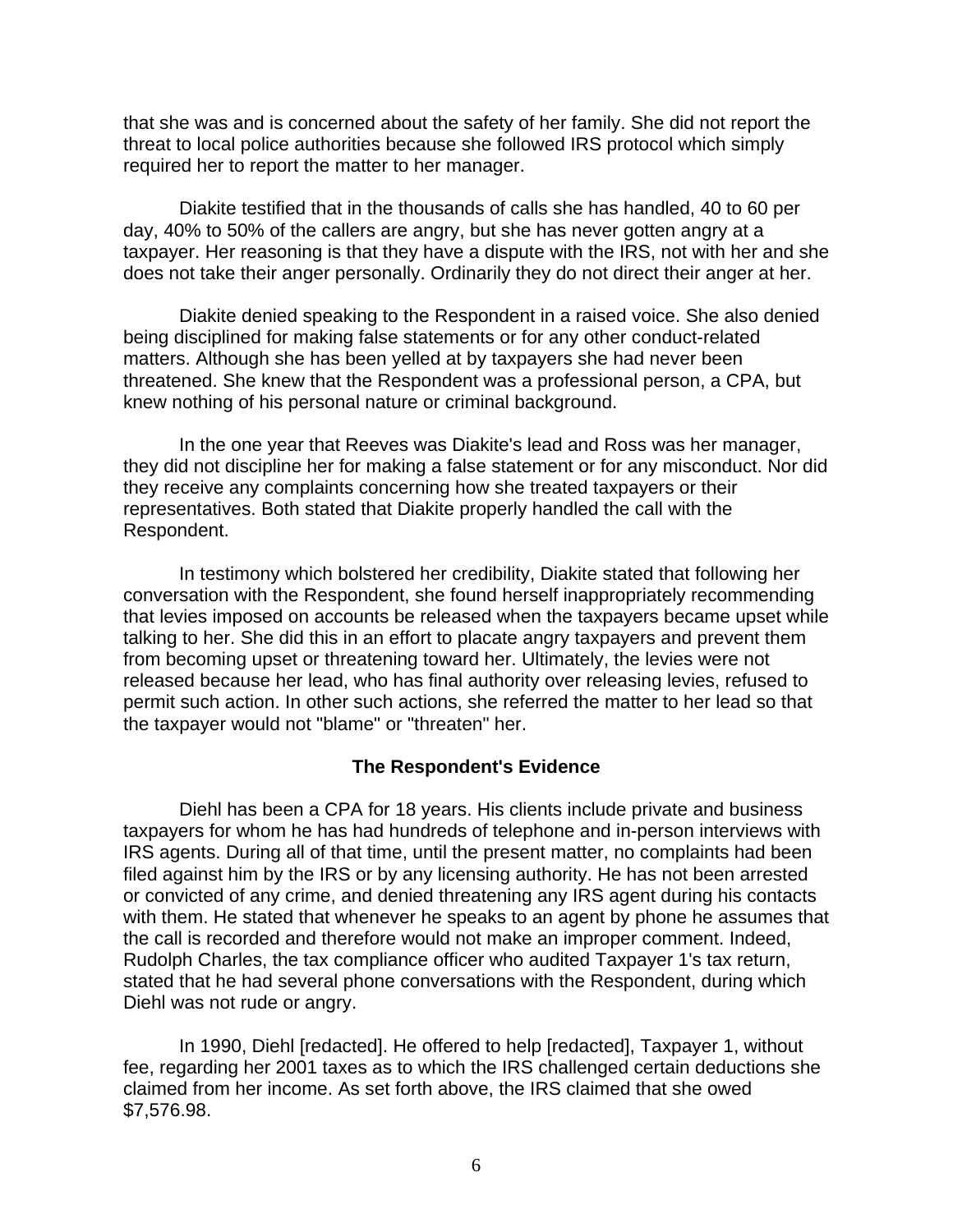that she was and is concerned about the safety of her family. She did not report the threat to local police authorities because she followed IRS protocol which simply required her to report the matter to her manager.

Diakite testified that in the thousands of calls she has handled, 40 to 60 per day, 40% to 50% of the callers are angry, but she has never gotten angry at a taxpayer. Her reasoning is that they have a dispute with the IRS, not with her and she does not take their anger personally. Ordinarily they do not direct their anger at her.

Diakite denied speaking to the Respondent in a raised voice. She also denied being disciplined for making false statements or for any other conduct-related matters. Although she has been yelled at by taxpayers she had never been threatened. She knew that the Respondent was a professional person, a CPA, but knew nothing of his personal nature or criminal background.

In the one year that Reeves was Diakite's lead and Ross was her manager, they did not discipline her for making a false statement or for any misconduct. Nor did they receive any complaints concerning how she treated taxpayers or their representatives. Both stated that Diakite properly handled the call with the Respondent.

In testimony which bolstered her credibility, Diakite stated that following her conversation with the Respondent, she found herself inappropriately recommending that levies imposed on accounts be released when the taxpayers became upset while talking to her. She did this in an effort to placate angry taxpayers and prevent them from becoming upset or threatening toward her. Ultimately, the levies were not released because her lead, who has final authority over releasing levies, refused to permit such action. In other such actions, she referred the matter to her lead so that the taxpayer would not "blame" or "threaten" her.

### The Respondent's Evidence

Diehl has been a CPA for 18 years. His clients include private and business taxpayers for whom he has had hundreds of telephone and in-person interviews with IRS agents. During all of that time, until the present matter, no complaints had been filed against him by the IRS or by any licensing authority. He has not been arrested or convicted of any crime, and denied threatening any IRS agent during his contacts with them. He stated that whenever he speaks to an agent by phone he assumes that the call is recorded and therefore would not make an improper comment. Indeed, Rudolph Charles, the tax compliance officer who audited Taxpayer 1's tax return, stated that he had several phone conversations with the Respondent, during which Diehl was not rude or angry.

In 1990, Diehl [redacted]. He offered to help [redacted], Taxpayer 1, without fee, regarding her 2001 taxes as to which the IRS challenged certain deductions she claimed from her income. As set forth above, the IRS claimed that she owed $7,576.98.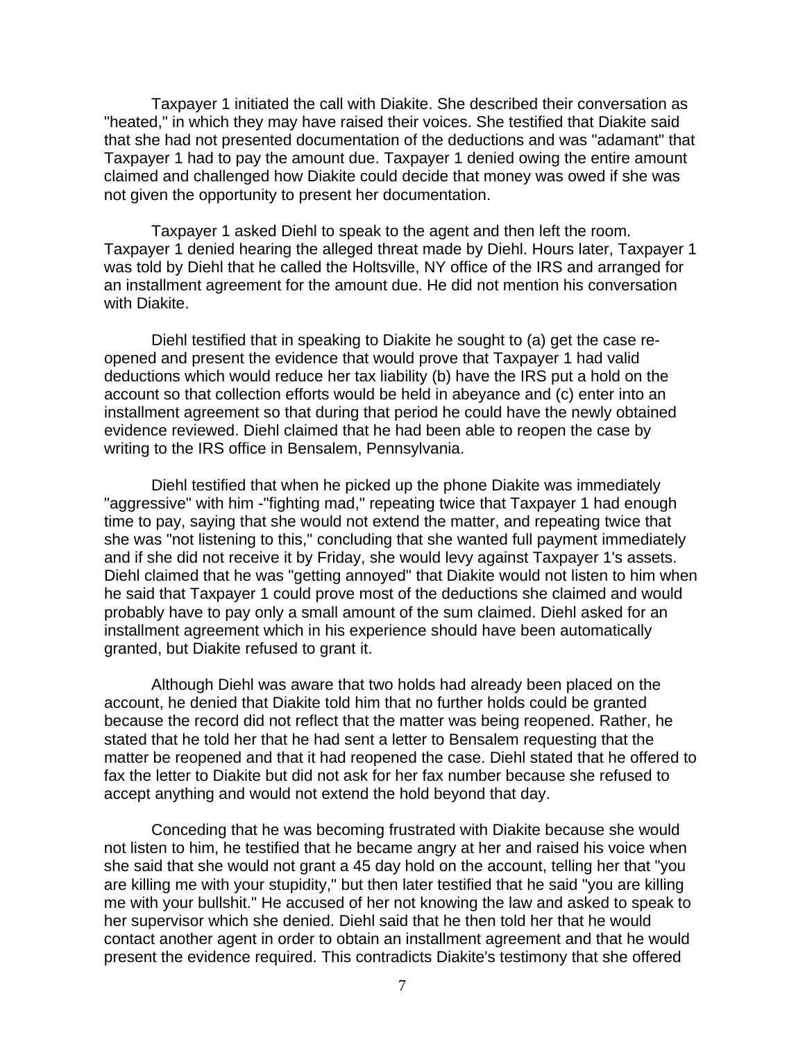Taxpayer 1 initiated the call with Diakite. She described their conversation as "heated," in which they may have raised their voices. She testified that Diakite said that she had not presented documentation of the deductions and was "adamant" that Taxpayer 1 had to pay the amount due. Taxpayer 1 denied owing the entire amount claimed and challenged how Diakite could decide that money was owed if she was not given the opportunity to present her documentation.

Taxpayer 1 asked Diehl to speak to the agent and then left the room. Taxpayer 1 denied hearing the alleged threat made by Diehl. Hours later, Taxpayer 1 was told by Diehl that he called the Holtsville, NY office of the IRS and arranged for an installment agreement for the amount due. He did not mention his conversation with Diakite.

Diehl testified that in speaking to Diakite he sought to (a) get the case re-opened and present the evidence that would prove that Taxpayer 1 had valid deductions which would reduce her tax liability (b) have the IRS put a hold on the account so that collection efforts would be held in abeyance and (c) enter into an installment agreement so that during that period he could have the newly obtained evidence reviewed. Diehl claimed that he had been able to reopen the case by writing to the IRS office in Bensalem, Pennsylvania.

Diehl testified that when he picked up the phone Diakite was immediately "aggressive" with him -"fighting mad," repeating twice that Taxpayer 1 had enough time to pay, saying that she would not extend the matter, and repeating twice that she was "not listening to this," concluding that she wanted full payment immediately and if she did not receive it by Friday, she would levy against Taxpayer 1's assets. Diehl claimed that he was "getting annoyed" that Diakite would not listen to him when he said that Taxpayer 1 could prove most of the deductions she claimed and would probably have to pay only a small amount of the sum claimed. Diehl asked for an installment agreement which in his experience should have been automatically granted, but Diakite refused to grant it.

Although Diehl was aware that two holds had already been placed on the account, he denied that Diakite told him that no further holds could be granted because the record did not reflect that the matter was being reopened. Rather, he stated that he told her that he had sent a letter to Bensalem requesting that the matter be reopened and that it had reopened the case. Diehl stated that he offered to fax the letter to Diakite but did not ask for her fax number because she refused to accept anything and would not extend the hold beyond that day.

Conceding that he was becoming frustrated with Diakite because she would not listen to him, he testified that he became angry at her and raised his voice when she said that she would not grant a 45 day hold on the account, telling her that "you are killing me with your stupidity," but then later testified that he said "you are killing me with your bullshit." He accused of her not knowing the law and asked to speak to her supervisor which she denied. Diehl said that he then told her that he would contact another agent in order to obtain an installment agreement and that he would present the evidence required. This contradicts Diakite's testimony that she offered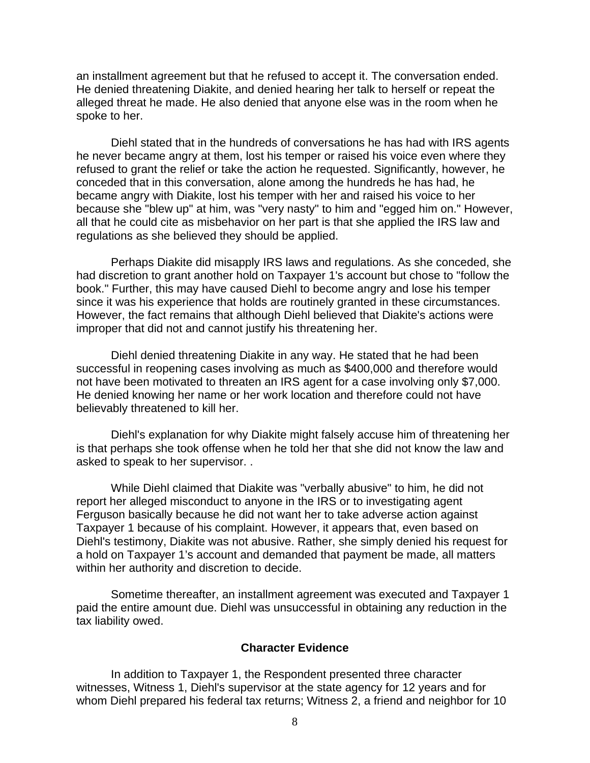an installment agreement but that he refused to accept it. The conversation ended. He denied threatening Diakite, and denied hearing her talk to herself or repeat the alleged threat he made. He also denied that anyone else was in the room when he spoke to her.

Diehl stated that in the hundreds of conversations he has had with IRS agents he never became angry at them, lost his temper or raised his voice even where they refused to grant the relief or take the action he requested. Significantly, however, he conceded that in this conversation, alone among the hundreds he has had, he became angry with Diakite, lost his temper with her and raised his voice to her because she "blew up" at him, was "very nasty" to him and "egged him on." However, all that he could cite as misbehavior on her part is that she applied the IRS law and regulations as she believed they should be applied.

Perhaps Diakite did misapply IRS laws and regulations. As she conceded, she had discretion to grant another hold on Taxpayer 1's account but chose to "follow the book." Further, this may have caused Diehl to become angry and lose his temper since it was his experience that holds are routinely granted in these circumstances. However, the fact remains that although Diehl believed that Diakite's actions were improper that did not and cannot justify his threatening her.

Diehl denied threatening Diakite in any way. He stated that he had been successful in reopening cases involving as much as $400,000 and therefore would not have been motivated to threaten an IRS agent for a case involving only $7,000. He denied knowing her name or her work location and therefore could not have believably threatened to kill her.

Diehl's explanation for why Diakite might falsely accuse him of threatening her is that perhaps she took offense when he told her that she did not know the law and asked to speak to her supervisor. .

While Diehl claimed that Diakite was "verbally abusive" to him, he did not report her alleged misconduct to anyone in the IRS or to investigating agent Ferguson basically because he did not want her to take adverse action against Taxpayer 1 because of his complaint. However, it appears that, even based on Diehl's testimony, Diakite was not abusive. Rather, she simply denied his request for a hold on Taxpayer 1's account and demanded that payment be made, all matters within her authority and discretion to decide.

Sometime thereafter, an installment agreement was executed and Taxpayer 1 paid the entire amount due. Diehl was unsuccessful in obtaining any reduction in the tax liability owed.

**Character Evidence**

In addition to Taxpayer 1, the Respondent presented three character witnesses, Witness 1, Diehl's supervisor at the state agency for 12 years and for whom Diehl prepared his federal tax returns; Witness 2, a friend and neighbor for 10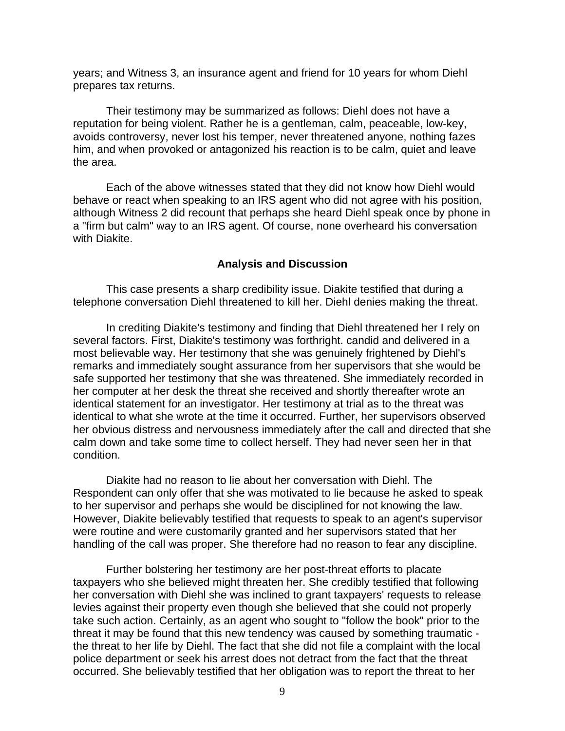years; and Witness 3, an insurance agent and friend for 10 years for whom Diehl prepares tax returns.

Their testimony may be summarized as follows: Diehl does not have a reputation for being violent. Rather he is a gentleman, calm, peaceable, low-key, avoids controversy, never lost his temper, never threatened anyone, nothing fazes him, and when provoked or antagonized his reaction is to be calm, quiet and leave the area.

Each of the above witnesses stated that they did not know how Diehl would behave or react when speaking to an IRS agent who did not agree with his position, although Witness 2 did recount that perhaps she heard Diehl speak once by phone in a "firm but calm" way to an IRS agent. Of course, none overheard his conversation with Diakite.

## Analysis and Discussion

This case presents a sharp credibility issue. Diakite testified that during a telephone conversation Diehl threatened to kill her. Diehl denies making the threat.

In crediting Diakite's testimony and finding that Diehl threatened her I rely on several factors. First, Diakite's testimony was forthright. candid and delivered in a most believable way. Her testimony that she was genuinely frightened by Diehl's remarks and immediately sought assurance from her supervisors that she would be safe supported her testimony that she was threatened. She immediately recorded in her computer at her desk the threat she received and shortly thereafter wrote an identical statement for an investigator. Her testimony at trial as to the threat was identical to what she wrote at the time it occurred. Further, her supervisors observed her obvious distress and nervousness immediately after the call and directed that she calm down and take some time to collect herself. They had never seen her in that condition.

Diakite had no reason to lie about her conversation with Diehl. The Respondent can only offer that she was motivated to lie because he asked to speak to her supervisor and perhaps she would be disciplined for not knowing the law. However, Diakite believably testified that requests to speak to an agent's supervisor were routine and were customarily granted and her supervisors stated that her handling of the call was proper. She therefore had no reason to fear any discipline.

Further bolstering her testimony are her post-threat efforts to placate taxpayers who she believed might threaten her. She credibly testified that following her conversation with Diehl she was inclined to grant taxpayers' requests to release levies against their property even though she believed that she could not properly take such action. Certainly, as an agent who sought to "follow the book" prior to the threat it may be found that this new tendency was caused by something traumatic - the threat to her life by Diehl. The fact that she did not file a complaint with the local police department or seek his arrest does not detract from the fact that the threat occurred. She believably testified that her obligation was to report the threat to her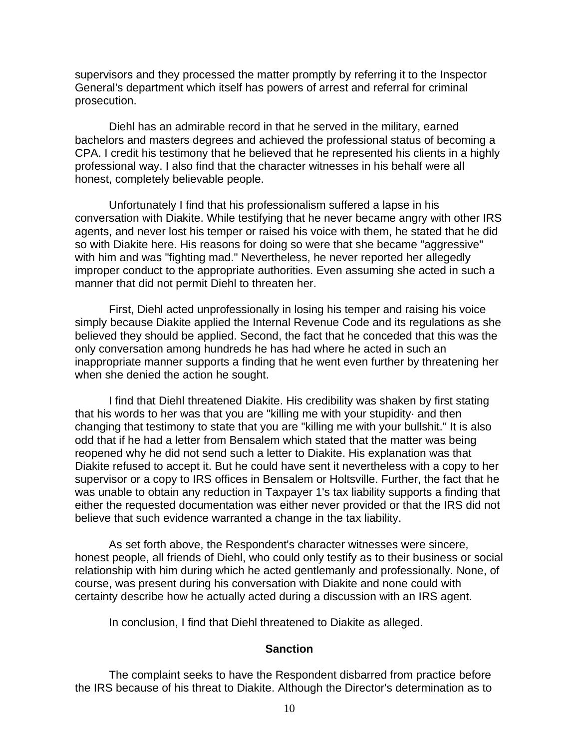supervisors and they processed the matter promptly by referring it to the Inspector General's department which itself has powers of arrest and referral for criminal prosecution.

Diehl has an admirable record in that he served in the military, earned bachelors and masters degrees and achieved the professional status of becoming a CPA. I credit his testimony that he believed that he represented his clients in a highly professional way. I also find that the character witnesses in his behalf were all honest, completely believable people.

Unfortunately I find that his professionalism suffered a lapse in his conversation with Diakite. While testifying that he never became angry with other IRS agents, and never lost his temper or raised his voice with them, he stated that he did so with Diakite here. His reasons for doing so were that she became "aggressive" with him and was "fighting mad." Nevertheless, he never reported her allegedly improper conduct to the appropriate authorities. Even assuming she acted in such a manner that did not permit Diehl to threaten her.

First, Diehl acted unprofessionally in losing his temper and raising his voice simply because Diakite applied the Internal Revenue Code and its regulations as she believed they should be applied. Second, the fact that he conceded that this was the only conversation among hundreds he has had where he acted in such an inappropriate manner supports a finding that he went even further by threatening her when she denied the action he sought.

I find that Diehl threatened Diakite. His credibility was shaken by first stating that his words to her was that you are "killing me with your stupidity· and then changing that testimony to state that you are "killing me with your bullshit." It is also odd that if he had a letter from Bensalem which stated that the matter was being reopened why he did not send such a letter to Diakite. His explanation was that Diakite refused to accept it. But he could have sent it nevertheless with a copy to her supervisor or a copy to IRS offices in Bensalem or Holtsville. Further, the fact that he was unable to obtain any reduction in Taxpayer 1's tax liability supports a finding that either the requested documentation was either never provided or that the IRS did not believe that such evidence warranted a change in the tax liability.

As set forth above, the Respondent's character witnesses were sincere, honest people, all friends of Diehl, who could only testify as to their business or social relationship with him during which he acted gentlemanly and professionally. None, of course, was present during his conversation with Diakite and none could with certainty describe how he actually acted during a discussion with an IRS agent.

In conclusion, I find that Diehl threatened to Diakite as alleged.

## Sanction

The complaint seeks to have the Respondent disbarred from practice before the IRS because of his threat to Diakite. Although the Director's determination as to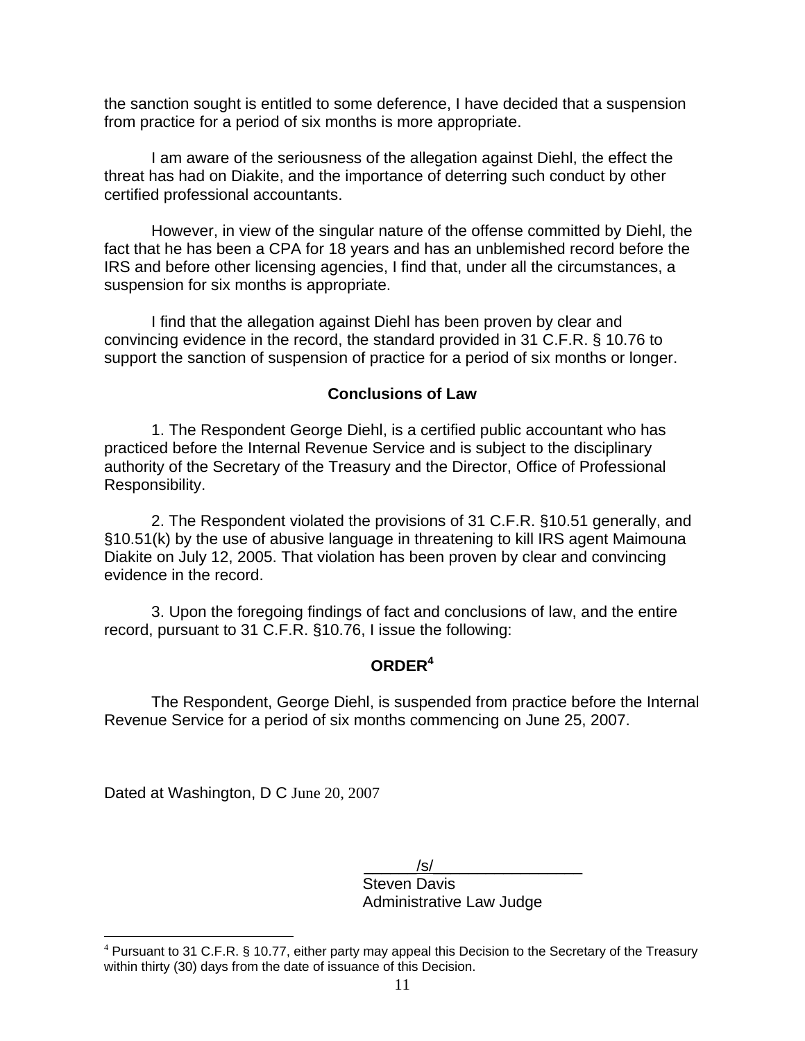the sanction sought is entitled to some deference, I have decided that a suspension from practice for a period of six months is more appropriate.

I am aware of the seriousness of the allegation against Diehl, the effect the threat has had on Diakite, and the importance of deterring such conduct by other certified professional accountants.

However, in view of the singular nature of the offense committed by Diehl, the fact that he has been a CPA for 18 years and has an unblemished record before the IRS and before other licensing agencies, I find that, under all the circumstances, a suspension for six months is appropriate.

I find that the allegation against Diehl has been proven by clear and convincing evidence in the record, the standard provided in 31 C.F.R. § 10.76 to support the sanction of suspension of practice for a period of six months or longer.

## Conclusions of Law

1. The Respondent George Diehl, is a certified public accountant who has practiced before the Internal Revenue Service and is subject to the disciplinary authority of the Secretary of the Treasury and the Director, Office of Professional Responsibility.

2. The Respondent violated the provisions of 31 C.F.R. §10.51 generally, and §10.51(k) by the use of abusive language in threatening to kill IRS agent Maimouna Diakite on July 12, 2005. That violation has been proven by clear and convincing evidence in the record.

3. Upon the foregoing findings of fact and conclusions of law, and the entire record, pursuant to 31 C.F.R. §10.76, I issue the following:

## ORDER[4]

The Respondent, George Diehl, is suspended from practice before the Internal Revenue Service for a period of six months commencing on June 25, 2007.

Dated at Washington, D C June 20, 2007

/s/
Steven Davis
Administrative Law Judge

[4] Pursuant to 31 C.F.R. § 10.77, either party may appeal this Decision to the Secretary of the Treasury within thirty (30) days from the date of issuance of this Decision.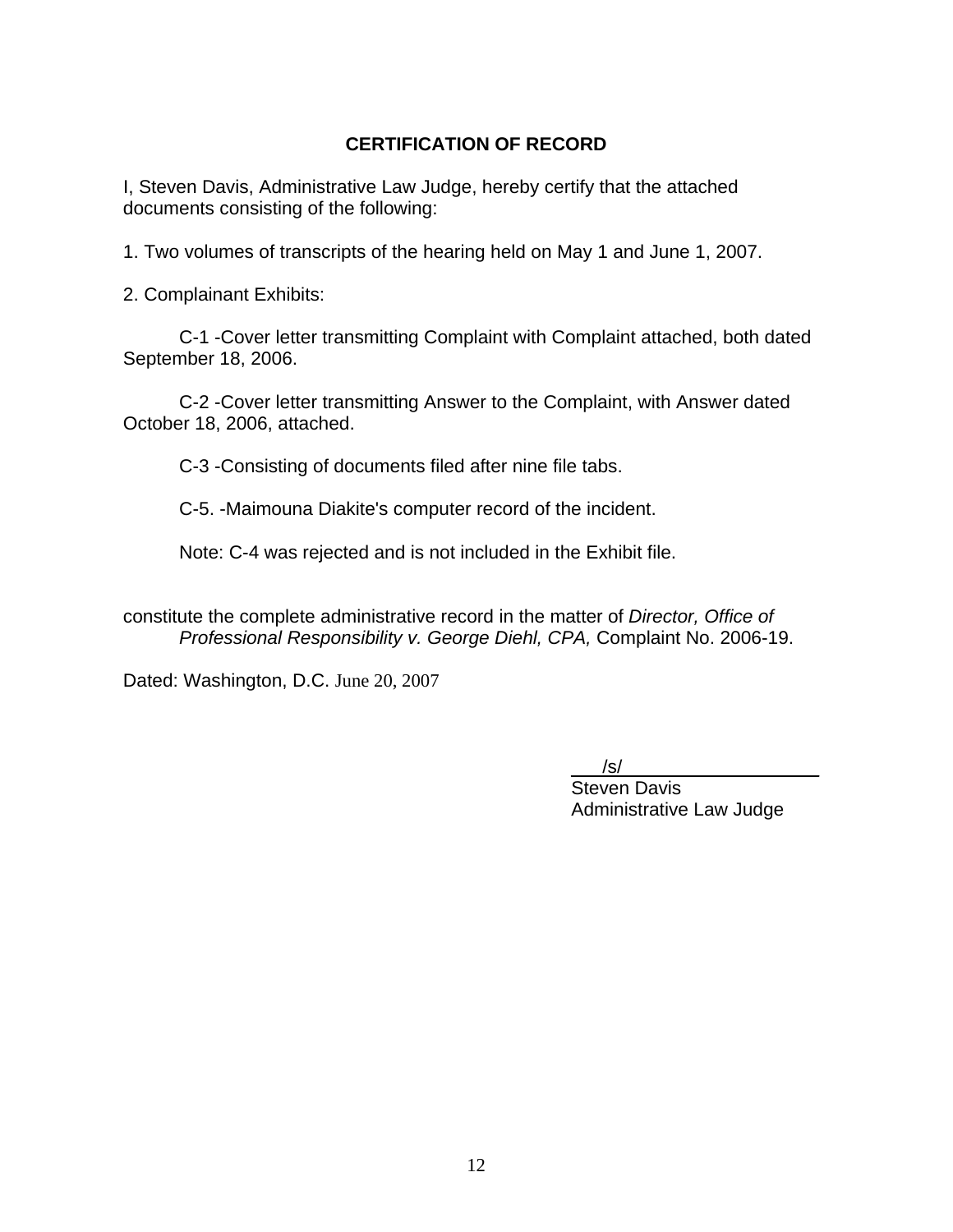## CERTIFICATION OF RECORD

I, Steven Davis, Administrative Law Judge, hereby certify that the attached documents consisting of the following:

1. Two volumes of transcripts of the hearing held on May 1 and June 1, 2007.

2. Complainant Exhibits:

C-1 -Cover letter transmitting Complaint with Complaint attached, both dated September 18, 2006.

C-2 -Cover letter transmitting Answer to the Complaint, with Answer dated October 18, 2006, attached.

C-3 -Consisting of documents filed after nine file tabs.

C-5. -Maimouna Diakite's computer record of the incident.

Note: C-4 was rejected and is not included in the Exhibit file.

constitute the complete administrative record in the matter of *Director, Office of Professional Responsibility v. George Diehl, CPA,* Complaint No. 2006-19.

Dated: Washington, D.C. June 20, 2007

/s/
Steven Davis
Administrative Law Judge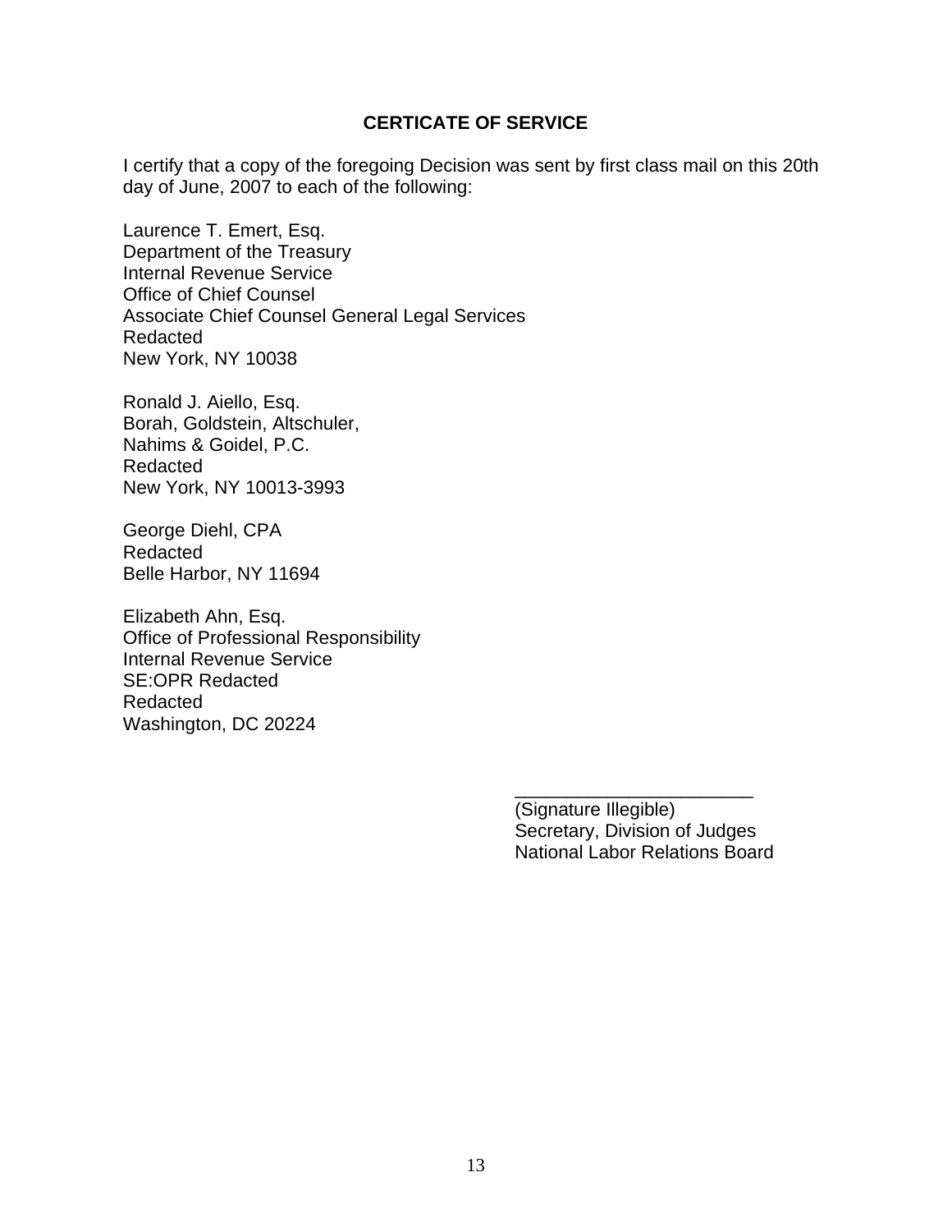**CERTICATE OF SERVICE**

I certify that a copy of the foregoing Decision was sent by first class mail on this 20th day of June, 2007 to each of the following:

Laurence T. Emert, Esq.
Department of the Treasury
Internal Revenue Service
Office of Chief Counsel
Associate Chief Counsel General Legal Services
Redacted
New York, NY 10038

Ronald J. Aiello, Esq.
Borah, Goldstein, Altschuler,
Nahims & Goidel, P.C.
Redacted
New York, NY 10013-3993

George Diehl, CPA
Redacted
Belle Harbor, NY 11694

Elizabeth Ahn, Esq.
Office of Professional Responsibility
Internal Revenue Service
SE:OPR Redacted
Redacted
Washington, DC 20224

\_\_\_\_\_\_\_\_\_\_\_\_\_\_\_\_\_\_\_\_\_\_\_\_
(Signature Illegible)
Secretary, Division of Judges
National Labor Relations Board